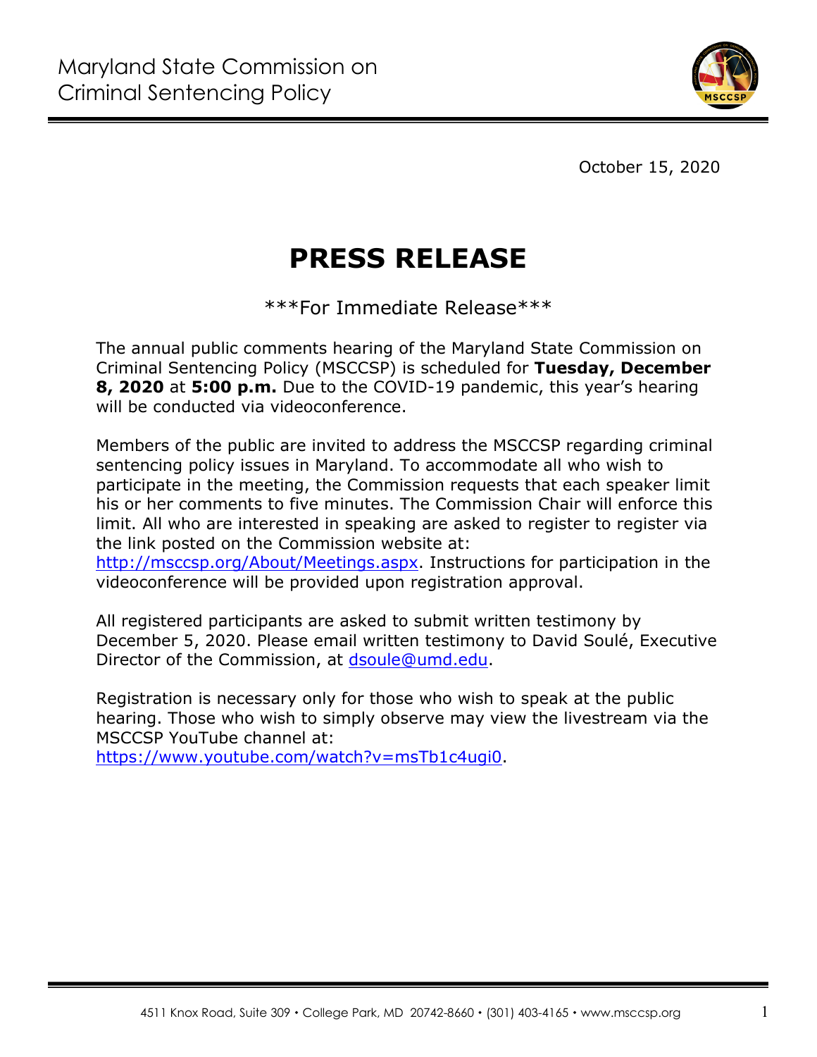Maryland State Commission on Criminal Sentencing Policy

October 15, 2020

# PRESS RELEASE

***For Immediate Release***

The annual public comments hearing of the Maryland State Commission on Criminal Sentencing Policy (MSCCSP) is scheduled for **Tuesday, December 8, 2020** at **5:00 p.m.** Due to the COVID-19 pandemic, this year's hearing will be conducted via videoconference.

Members of the public are invited to address the MSCCSP regarding criminal sentencing policy issues in Maryland. To accommodate all who wish to participate in the meeting, the Commission requests that each speaker limit his or her comments to five minutes. The Commission Chair will enforce this limit. All who are interested in speaking are asked to register to register via the link posted on the Commission website at: [http://msccsp.org/About/Meetings.aspx](http://msccsp.org/About/Meetings.aspx). Instructions for participation in the videoconference will be provided upon registration approval.

All registered participants are asked to submit written testimony by December 5, 2020. Please email written testimony to David Soulé, Executive Director of the Commission, at [dsoule@umd.edu](mailto:dsoule@umd.edu).

Registration is necessary only for those who wish to speak at the public hearing. Those who wish to simply observe may view the livestream via the MSCCSP YouTube channel at: [https://www.youtube.com/watch?v=msTb1c4ugi0](https://www.youtube.com/watch?v=msTb1c4ugi0).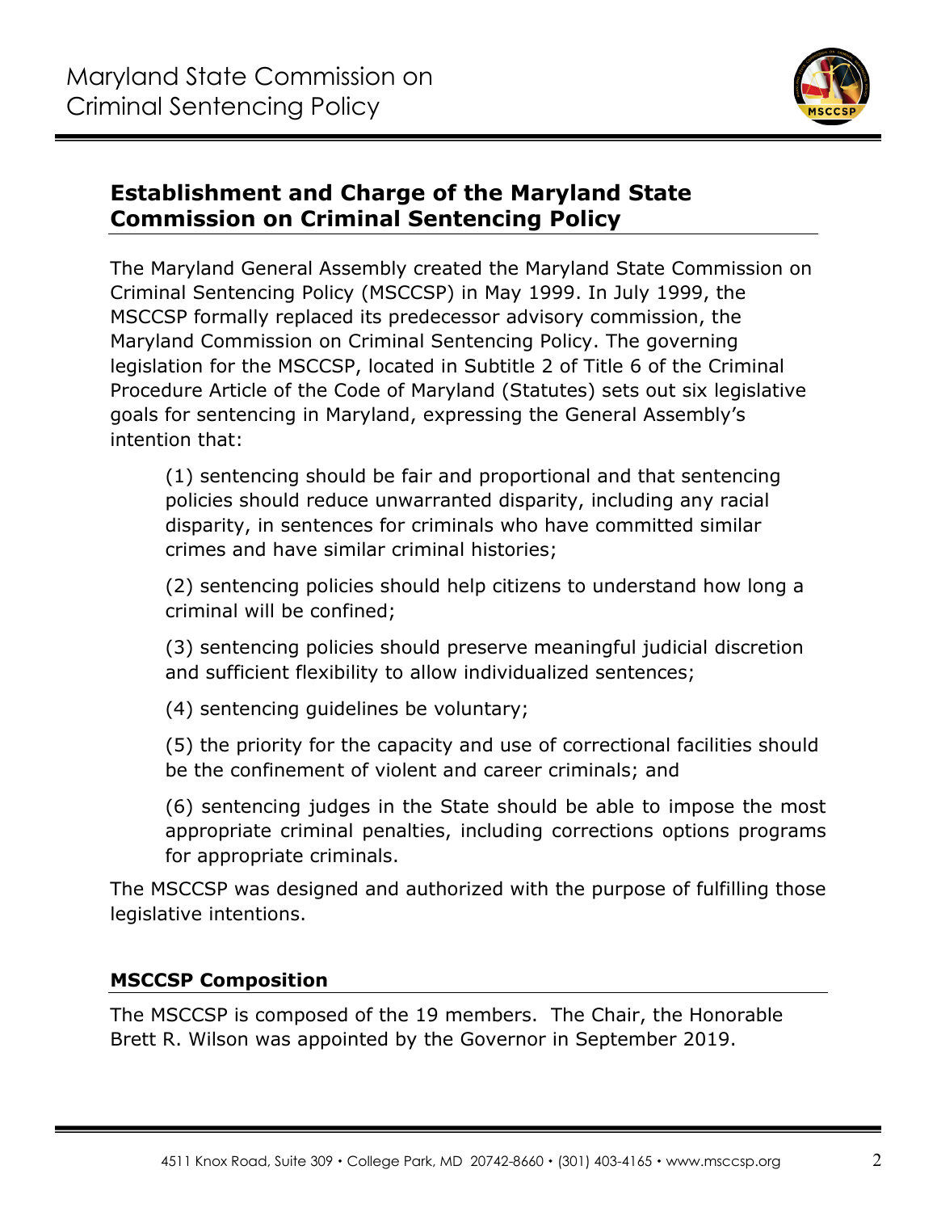## Establishment and Charge of the Maryland State Commission on Criminal Sentencing Policy

The Maryland General Assembly created the Maryland State Commission on Criminal Sentencing Policy (MSCCSP) in May 1999. In July 1999, the MSCCSP formally replaced its predecessor advisory commission, the Maryland Commission on Criminal Sentencing Policy. The governing legislation for the MSCCSP, located in Subtitle 2 of Title 6 of the Criminal Procedure Article of the Code of Maryland (Statutes) sets out six legislative goals for sentencing in Maryland, expressing the General Assembly's intention that:

(1) sentencing should be fair and proportional and that sentencing policies should reduce unwarranted disparity, including any racial disparity, in sentences for criminals who have committed similar crimes and have similar criminal histories;

(2) sentencing policies should help citizens to understand how long a criminal will be confined;

(3) sentencing policies should preserve meaningful judicial discretion and sufficient flexibility to allow individualized sentences;

(4) sentencing guidelines be voluntary;

(5) the priority for the capacity and use of correctional facilities should be the confinement of violent and career criminals; and

(6) sentencing judges in the State should be able to impose the most appropriate criminal penalties, including corrections options programs for appropriate criminals.

The MSCCSP was designed and authorized with the purpose of fulfilling those legislative intentions.

### MSCCSP Composition

The MSCCSP is composed of the 19 members. The Chair, the Honorable Brett R. Wilson was appointed by the Governor in September 2019.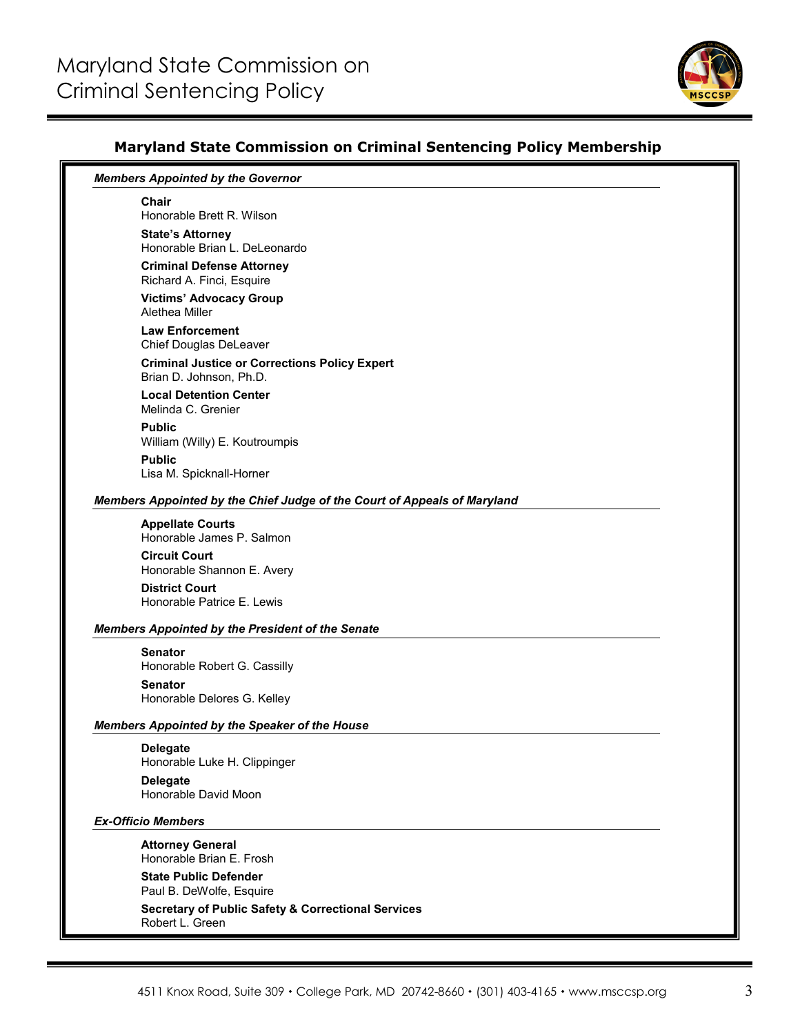# Maryland State Commission on Criminal Sentencing Policy

## Maryland State Commission on Criminal Sentencing Policy Membership

***Members Appointed by the Governor***

**Chair**
Honorable Brett R. Wilson

**State's Attorney**
Honorable Brian L. DeLeonardo

**Criminal Defense Attorney**
Richard A. Finci, Esquire

**Victims' Advocacy Group**
Alethea Miller

**Law Enforcement**
Chief Douglas DeLeaver

**Criminal Justice or Corrections Policy Expert**
Brian D. Johnson, Ph.D.

**Local Detention Center**
Melinda C. Grenier

**Public**
William (Willy) E. Koutroumpis

**Public**
Lisa M. Spicknall-Horner

***Members Appointed by the Chief Judge of the Court of Appeals of Maryland***

**Appellate Courts**
Honorable James P. Salmon

**Circuit Court**
Honorable Shannon E. Avery

**District Court**
Honorable Patrice E. Lewis

***Members Appointed by the President of the Senate***

**Senator**
Honorable Robert G. Cassilly

**Senator**
Honorable Delores G. Kelley

***Members Appointed by the Speaker of the House***

**Delegate**
Honorable Luke H. Clippinger

**Delegate**
Honorable David Moon

***Ex-Officio Members***

**Attorney General**
Honorable Brian E. Frosh

**State Public Defender**
Paul B. DeWolfe, Esquire

**Secretary of Public Safety & Correctional Services**
Robert L. Green

4511 Knox Road, Suite 309 • College Park, MD 20742-8660 • (301) 403-4165 • www.msccsp.org